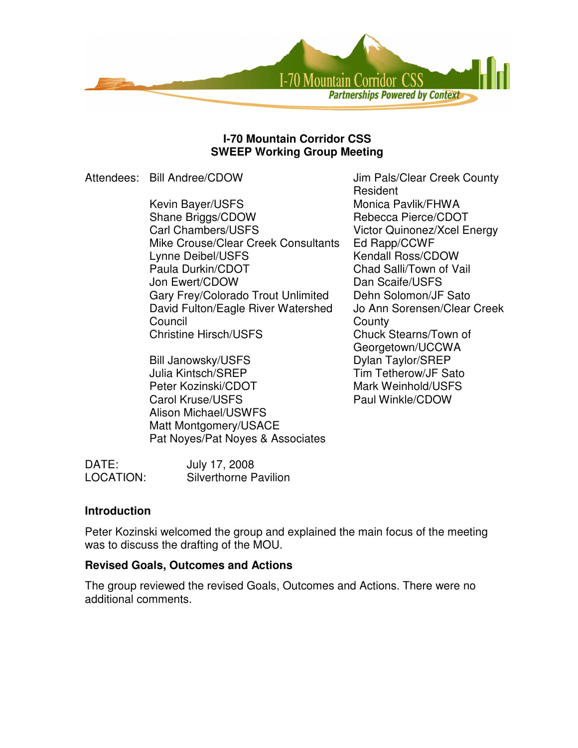# I-70 Mountain Corridor CSS
## SWEEP Working Group Meeting

Attendees:

- Bill Andree/CDOW
- Kevin Bayer/USFS
- Shane Briggs/CDOW
- Carl Chambers/USFS
- Mike Crouse/Clear Creek Consultants
- Lynne Deibel/USFS
- Paula Durkin/CDOT
- Jon Ewert/CDOW
- Gary Frey/Colorado Trout Unlimited
- David Fulton/Eagle River Watershed Council
- Christine Hirsch/USFS
- Bill Janowsky/USFS
- Julia Kintsch/SREP
- Peter Kozinski/CDOT
- Carol Kruse/USFS
- Alison Michael/USWFS
- Matt Montgomery/USACE
- Pat Noyes/Pat Noyes & Associates
- Jim Pals/Clear Creek County Resident
- Monica Pavlik/FHWA
- Rebecca Pierce/CDOT
- Victor Quinonez/Xcel Energy
- Ed Rapp/CCWF
- Kendall Ross/CDOW
- Chad Salli/Town of Vail
- Dan Scaife/USFS
- Dehn Solomon/JF Sato
- Jo Ann Sorensen/Clear Creek County
- Chuck Stearns/Town of Georgetown/UCCWA
- Dylan Taylor/SREP
- Tim Tetherow/JF Sato
- Mark Weinhold/USFS
- Paul Winkle/CDOW

DATE: July 17, 2008
LOCATION: Silverthorne Pavilion

### Introduction

Peter Kozinski welcomed the group and explained the main focus of the meeting was to discuss the drafting of the MOU.

### Revised Goals, Outcomes and Actions

The group reviewed the revised Goals, Outcomes and Actions. There were no additional comments.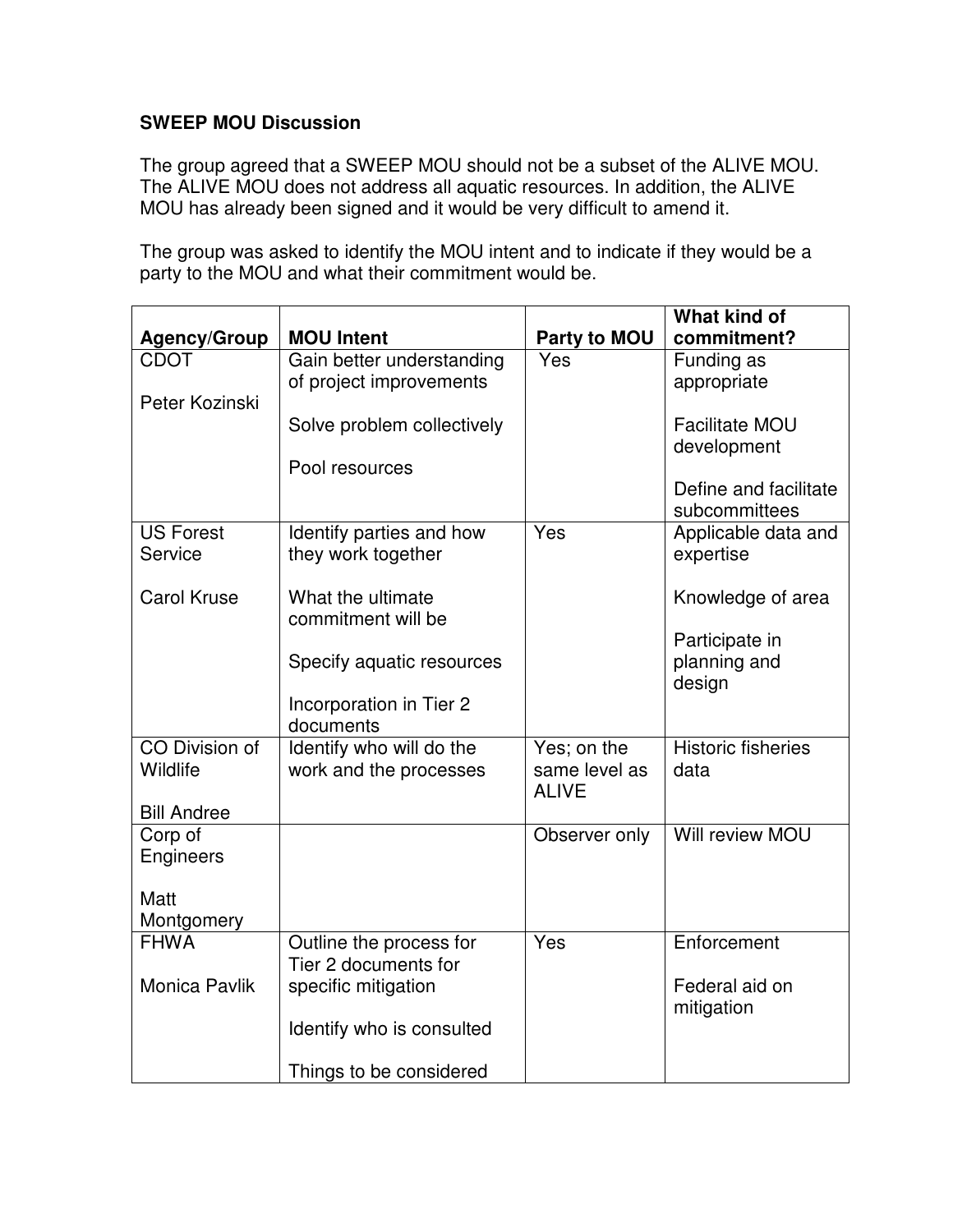**SWEEP MOU Discussion**

The group agreed that a SWEEP MOU should not be a subset of the ALIVE MOU. The ALIVE MOU does not address all aquatic resources. In addition, the ALIVE MOU has already been signed and it would be very difficult to amend it.

The group was asked to identify the MOU intent and to indicate if they would be a party to the MOU and what their commitment would be.

| Agency/Group | MOU Intent | Party to MOU | What kind of commitment? |
|---|---|---|---|
| CDOT<br><br>Peter Kozinski | Gain better understanding of project improvements<br><br>Solve problem collectively<br><br>Pool resources | Yes | Funding as appropriate<br><br>Facilitate MOU development<br><br>Define and facilitate subcommittees |
| US Forest Service<br><br>Carol Kruse | Identify parties and how they work together<br><br>What the ultimate commitment will be<br><br>Specify aquatic resources<br><br>Incorporation in Tier 2 documents | Yes | Applicable data and expertise<br><br>Knowledge of area<br><br>Participate in planning and design |
| CO Division of Wildlife<br><br>Bill Andree | Identify who will do the work and the processes | Yes; on the same level as ALIVE | Historic fisheries data |
| Corp of Engineers<br><br>Matt Montgomery | | Observer only | Will review MOU |
| FHWA<br><br>Monica Pavlik | Outline the process for Tier 2 documents for specific mitigation<br><br>Identify who is consulted<br><br>Things to be considered | Yes | Enforcement<br><br>Federal aid on mitigation |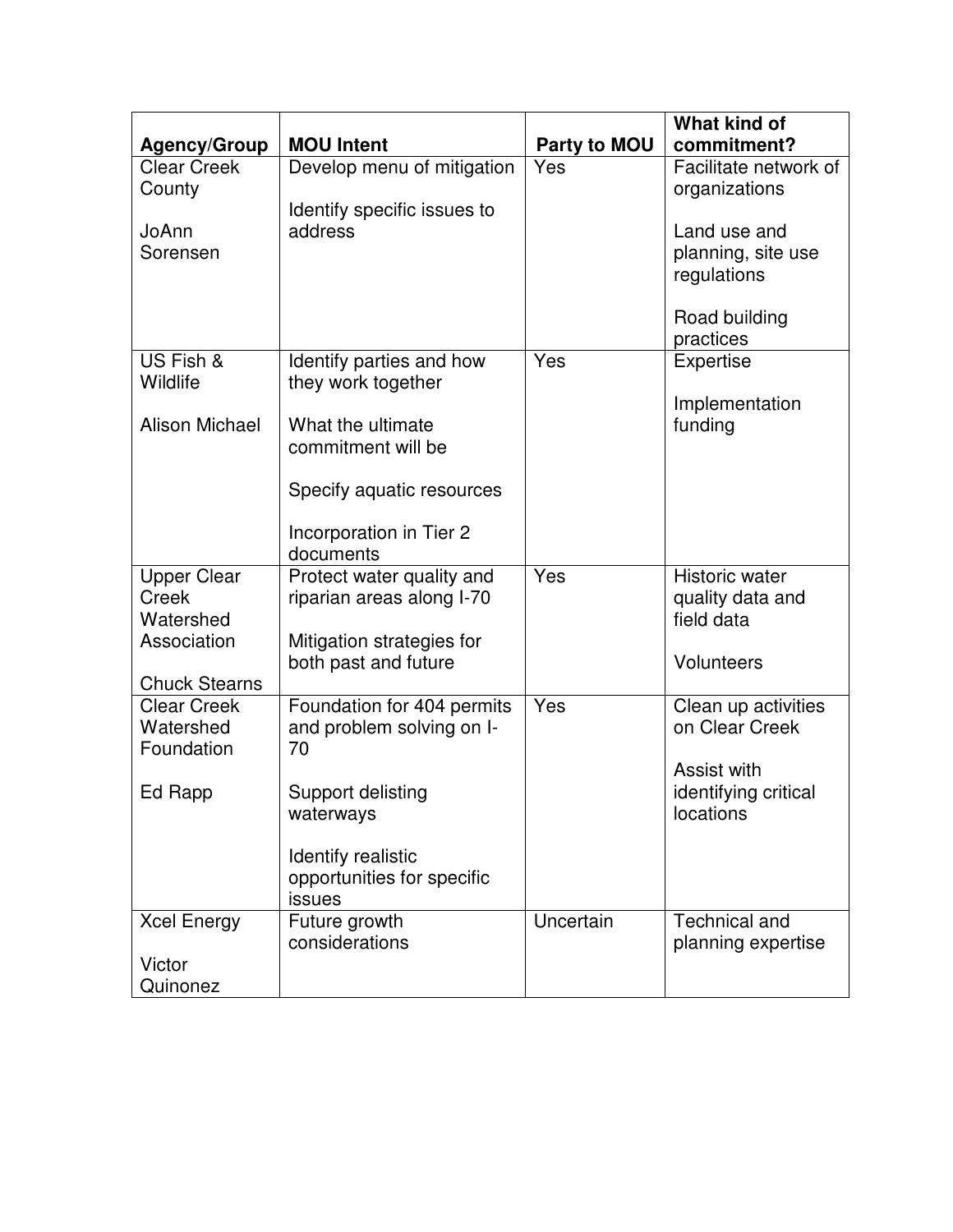| Agency/Group | MOU Intent | Party to MOU | What kind of commitment? |
|---|---|---|---|
| Clear Creek County<br><br>JoAnn Sorensen | Develop menu of mitigation<br><br>Identify specific issues to address | Yes | Facilitate network of organizations<br><br>Land use and planning, site use regulations<br><br>Road building practices |
| US Fish & Wildlife<br><br>Alison Michael | Identify parties and how they work together<br><br>What the ultimate commitment will be<br><br>Specify aquatic resources<br><br>Incorporation in Tier 2 documents | Yes | Expertise<br><br>Implementation funding |
| Upper Clear Creek Watershed Association<br><br>Chuck Stearns | Protect water quality and riparian areas along I-70<br><br>Mitigation strategies for both past and future | Yes | Historic water quality data and field data<br><br>Volunteers |
| Clear Creek Watershed Foundation<br><br>Ed Rapp | Foundation for 404 permits and problem solving on I-70<br><br>Support delisting waterways<br><br>Identify realistic opportunities for specific issues | Yes | Clean up activities on Clear Creek<br><br>Assist with identifying critical locations |
| Xcel Energy<br><br>Victor Quinonez | Future growth considerations | Uncertain | Technical and planning expertise |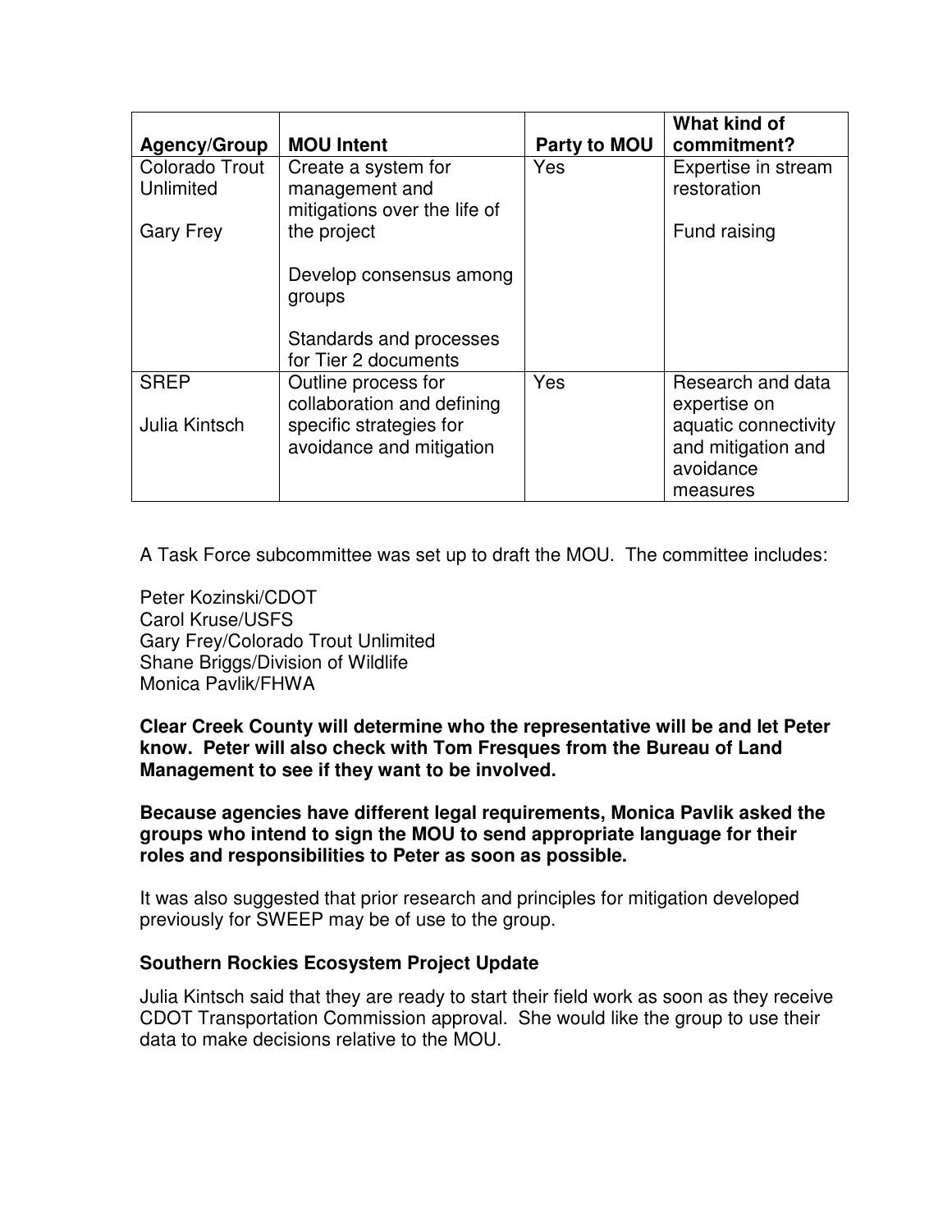| Agency/Group | MOU Intent | Party to MOU | What kind of commitment? |
|---|---|---|---|
| Colorado Trout Unlimited<br><br>Gary Frey | Create a system for management and mitigations over the life of the project<br><br>Develop consensus among groups<br><br>Standards and processes for Tier 2 documents | Yes | Expertise in stream restoration<br><br>Fund raising |
| SREP<br><br>Julia Kintsch | Outline process for collaboration and defining specific strategies for avoidance and mitigation | Yes | Research and data expertise on aquatic connectivity and mitigation and avoidance measures |

A Task Force subcommittee was set up to draft the MOU. The committee includes:

Peter Kozinski/CDOT
Carol Kruse/USFS
Gary Frey/Colorado Trout Unlimited
Shane Briggs/Division of Wildlife
Monica Pavlik/FHWA

**Clear Creek County will determine who the representative will be and let Peter know. Peter will also check with Tom Fresques from the Bureau of Land Management to see if they want to be involved.**

**Because agencies have different legal requirements, Monica Pavlik asked the groups who intend to sign the MOU to send appropriate language for their roles and responsibilities to Peter as soon as possible.**

It was also suggested that prior research and principles for mitigation developed previously for SWEEP may be of use to the group.

### Southern Rockies Ecosystem Project Update

Julia Kintsch said that they are ready to start their field work as soon as they receive CDOT Transportation Commission approval. She would like the group to use their data to make decisions relative to the MOU.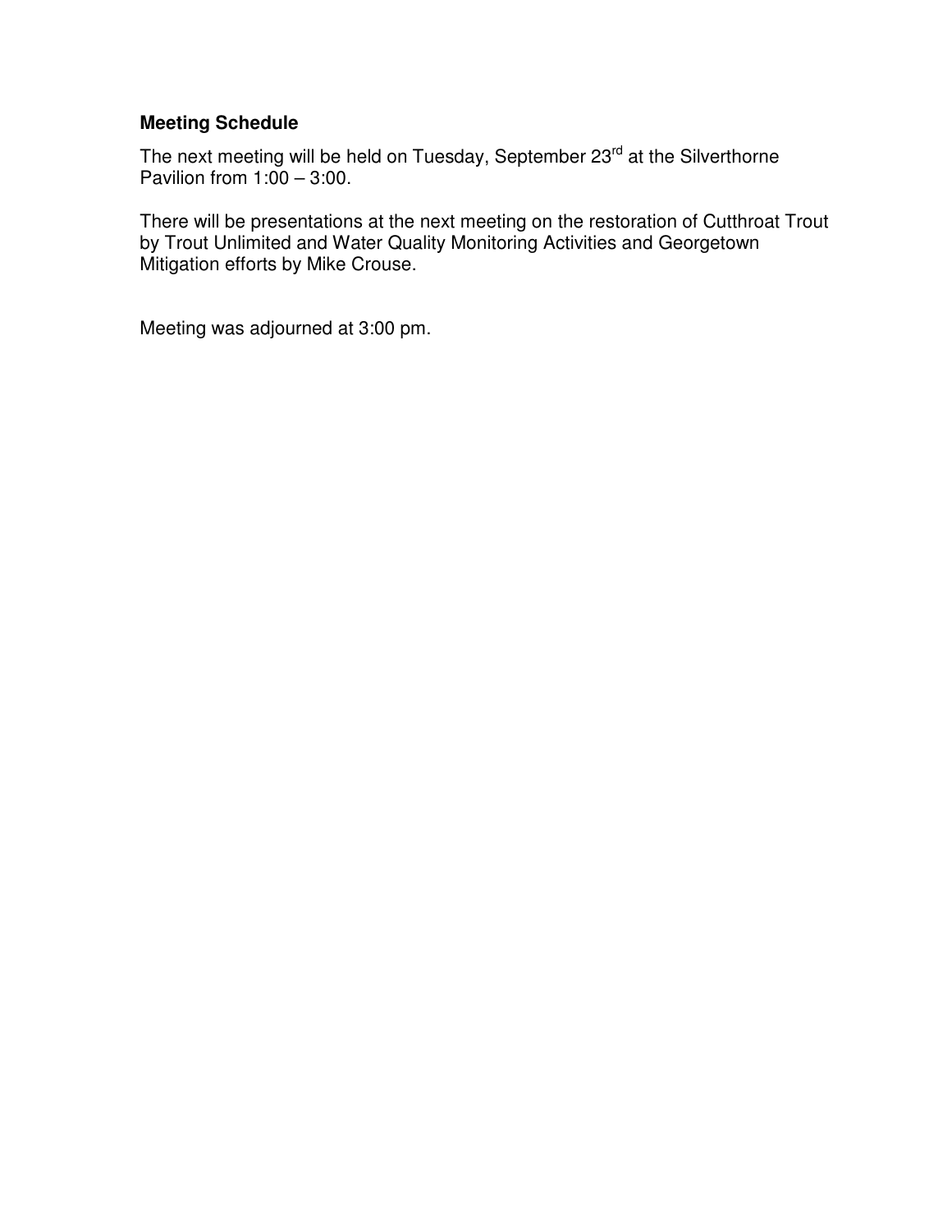**Meeting Schedule**

The next meeting will be held on Tuesday, September 23rd at the Silverthorne Pavilion from 1:00 – 3:00.

There will be presentations at the next meeting on the restoration of Cutthroat Trout by Trout Unlimited and Water Quality Monitoring Activities and Georgetown Mitigation efforts by Mike Crouse.

Meeting was adjourned at 3:00 pm.